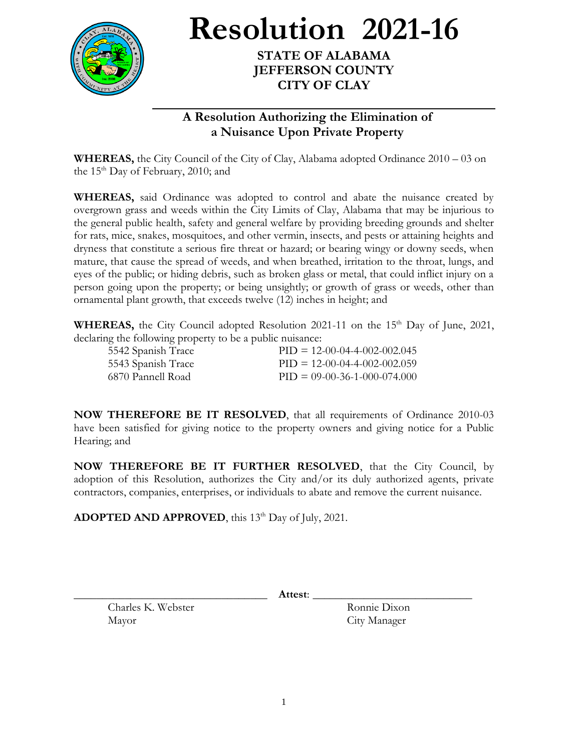# Resolution 2021-16

**STATE OF ALABAMA**
**JEFFERSON COUNTY**
**CITY OF CLAY**

## A Resolution Authorizing the Elimination of a Nuisance Upon Private Property

**WHEREAS,** the City Council of the City of Clay, Alabama adopted Ordinance 2010 – 03 on the 15th Day of February, 2010; and

**WHEREAS,** said Ordinance was adopted to control and abate the nuisance created by overgrown grass and weeds within the City Limits of Clay, Alabama that may be injurious to the general public health, safety and general welfare by providing breeding grounds and shelter for rats, mice, snakes, mosquitoes, and other vermin, insects, and pests or attaining heights and dryness that constitute a serious fire threat or hazard; or bearing wingy or downy seeds, when mature, that cause the spread of weeds, and when breathed, irritation to the throat, lungs, and eyes of the public; or hiding debris, such as broken glass or metal, that could inflict injury on a person going upon the property; or being unsightly; or growth of grass or weeds, other than ornamental plant growth, that exceeds twelve (12) inches in height; and

**WHEREAS,** the City Council adopted Resolution 2021-11 on the 15th Day of June, 2021, declaring the following property to be a public nuisance:

| | |
|---|---|
| 5542 Spanish Trace | PID = 12-00-04-4-002-002.045 |
| 5543 Spanish Trace | PID = 12-00-04-4-002-002.059 |
| 6870 Pannell Road | PID = 09-00-36-1-000-074.000 |

**NOW THEREFORE BE IT RESOLVED**, that all requirements of Ordinance 2010-03 have been satisfied for giving notice to the property owners and giving notice for a Public Hearing; and

**NOW THEREFORE BE IT FURTHER RESOLVED**, that the City Council, by adoption of this Resolution, authorizes the City and/or its duly authorized agents, private contractors, companies, enterprises, or individuals to abate and remove the current nuisance.

**ADOPTED AND APPROVED**, this 13th Day of July, 2021.

_______________________________ **Attest**: _______________________________

Charles K. Webster
Mayor

Ronnie Dixon
City Manager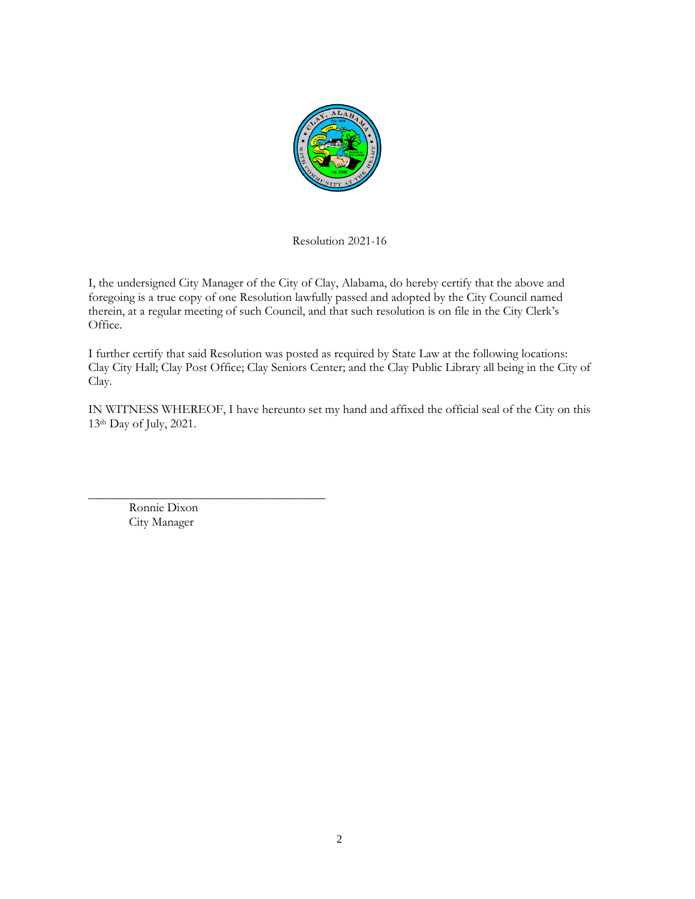Resolution 2021-16

I, the undersigned City Manager of the City of Clay, Alabama, do hereby certify that the above and foregoing is a true copy of one Resolution lawfully passed and adopted by the City Council named therein, at a regular meeting of such Council, and that such resolution is on file in the City Clerk's Office.

I further certify that said Resolution was posted as required by State Law at the following locations: Clay City Hall; Clay Post Office; Clay Seniors Center; and the Clay Public Library all being in the City of Clay.

IN WITNESS WHEREOF, I have hereunto set my hand and affixed the official seal of the City on this 13th Day of July, 2021.

\_\_\_\_\_\_\_\_\_\_\_\_\_\_\_\_\_\_\_\_\_\_\_\_\_\_\_\_\_\_\_\_\_\_\_\_\_\_

Ronnie Dixon
City Manager